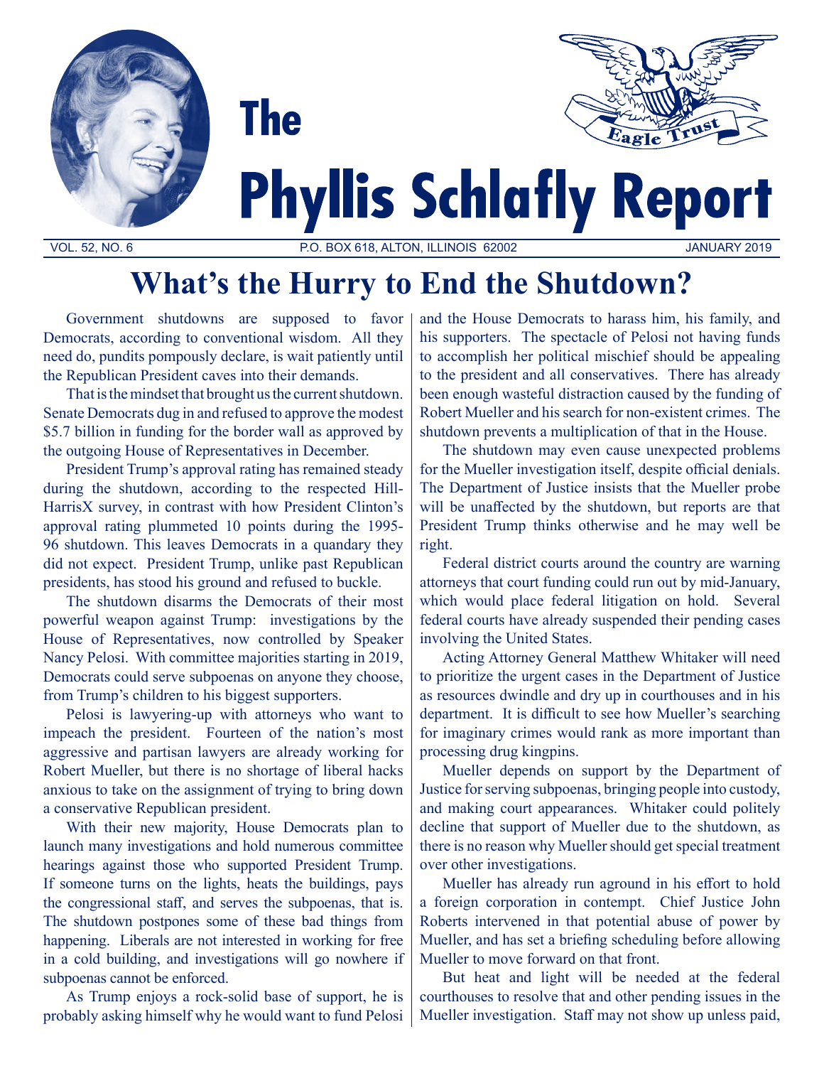# The Phyllis Schlafly Report

VOL. 52, NO. 6 P.O. BOX 618, ALTON, ILLINOIS 62002 JANUARY 2019

## What's the Hurry to End the Shutdown?

Government shutdowns are supposed to favor Democrats, according to conventional wisdom. All they need do, pundits pompously declare, is wait patiently until the Republican President caves into their demands.

That is the mindset that brought us the current shutdown. Senate Democrats dug in and refused to approve the modest $5.7 billion in funding for the border wall as approved by the outgoing House of Representatives in December.

President Trump's approval rating has remained steady during the shutdown, according to the respected Hill-HarrisX survey, in contrast with how President Clinton's approval rating plummeted 10 points during the 1995-96 shutdown. This leaves Democrats in a quandary they did not expect. President Trump, unlike past Republican presidents, has stood his ground and refused to buckle.

The shutdown disarms the Democrats of their most powerful weapon against Trump: investigations by the House of Representatives, now controlled by Speaker Nancy Pelosi. With committee majorities starting in 2019, Democrats could serve subpoenas on anyone they choose, from Trump's children to his biggest supporters.

Pelosi is lawyering-up with attorneys who want to impeach the president. Fourteen of the nation's most aggressive and partisan lawyers are already working for Robert Mueller, but there is no shortage of liberal hacks anxious to take on the assignment of trying to bring down a conservative Republican president.

With their new majority, House Democrats plan to launch many investigations and hold numerous committee hearings against those who supported President Trump. If someone turns on the lights, heats the buildings, pays the congressional staff, and serves the subpoenas, that is. The shutdown postpones some of these bad things from happening. Liberals are not interested in working for free in a cold building, and investigations will go nowhere if subpoenas cannot be enforced.

As Trump enjoys a rock-solid base of support, he is probably asking himself why he would want to fund Pelosi and the House Democrats to harass him, his family, and his supporters. The spectacle of Pelosi not having funds to accomplish her political mischief should be appealing to the president and all conservatives. There has already been enough wasteful distraction caused by the funding of Robert Mueller and his search for non-existent crimes. The shutdown prevents a multiplication of that in the House.

The shutdown may even cause unexpected problems for the Mueller investigation itself, despite official denials. The Department of Justice insists that the Mueller probe will be unaffected by the shutdown, but reports are that President Trump thinks otherwise and he may well be right.

Federal district courts around the country are warning attorneys that court funding could run out by mid-January, which would place federal litigation on hold. Several federal courts have already suspended their pending cases involving the United States.

Acting Attorney General Matthew Whitaker will need to prioritize the urgent cases in the Department of Justice as resources dwindle and dry up in courthouses and in his department. It is difficult to see how Mueller's searching for imaginary crimes would rank as more important than processing drug kingpins.

Mueller depends on support by the Department of Justice for serving subpoenas, bringing people into custody, and making court appearances. Whitaker could politely decline that support of Mueller due to the shutdown, as there is no reason why Mueller should get special treatment over other investigations.

Mueller has already run aground in his effort to hold a foreign corporation in contempt. Chief Justice John Roberts intervened in that potential abuse of power by Mueller, and has set a briefing scheduling before allowing Mueller to move forward on that front.

But heat and light will be needed at the federal courthouses to resolve that and other pending issues in the Mueller investigation. Staff may not show up unless paid,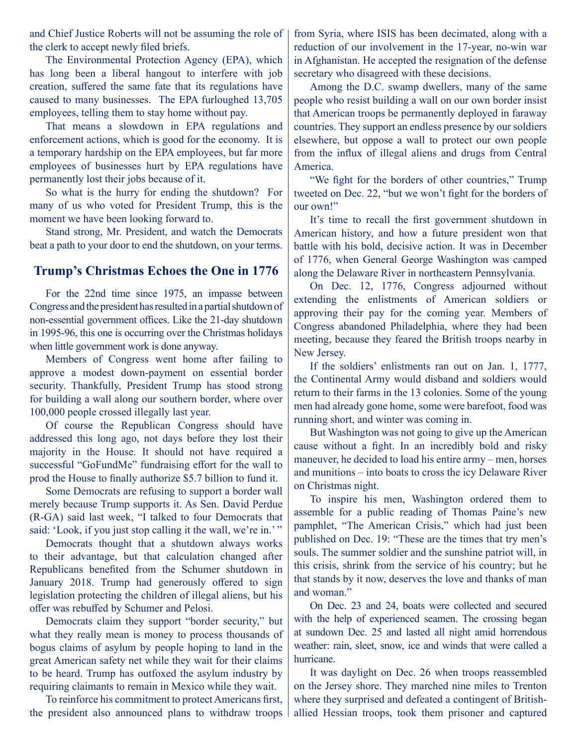and Chief Justice Roberts will not be assuming the role of the clerk to accept newly filed briefs.

The Environmental Protection Agency (EPA), which has long been a liberal hangout to interfere with job creation, suffered the same fate that its regulations have caused to many businesses. The EPA furloughed 13,705 employees, telling them to stay home without pay.

That means a slowdown in EPA regulations and enforcement actions, which is good for the economy. It is a temporary hardship on the EPA employees, but far more employees of businesses hurt by EPA regulations have permanently lost their jobs because of it.

So what is the hurry for ending the shutdown? For many of us who voted for President Trump, this is the moment we have been looking forward to.

Stand strong, Mr. President, and watch the Democrats beat a path to your door to end the shutdown, on your terms.

## Trump's Christmas Echoes the One in 1776

For the 22nd time since 1975, an impasse between Congress and the president has resulted in a partial shutdown of non-essential government offices. Like the 21-day shutdown in 1995-96, this one is occurring over the Christmas holidays when little government work is done anyway.

Members of Congress went home after failing to approve a modest down-payment on essential border security. Thankfully, President Trump has stood strong for building a wall along our southern border, where over 100,000 people crossed illegally last year.

Of course the Republican Congress should have addressed this long ago, not days before they lost their majority in the House. It should not have required a successful "GoFundMe" fundraising effort for the wall to prod the House to finally authorize $5.7 billion to fund it.

Some Democrats are refusing to support a border wall merely because Trump supports it. As Sen. David Perdue (R-GA) said last week, "I talked to four Democrats that said: 'Look, if you just stop calling it the wall, we're in.' "

Democrats thought that a shutdown always works to their advantage, but that calculation changed after Republicans benefited from the Schumer shutdown in January 2018. Trump had generously offered to sign legislation protecting the children of illegal aliens, but his offer was rebuffed by Schumer and Pelosi.

Democrats claim they support "border security," but what they really mean is money to process thousands of bogus claims of asylum by people hoping to land in the great American safety net while they wait for their claims to be heard. Trump has outfoxed the asylum industry by requiring claimants to remain in Mexico while they wait.

To reinforce his commitment to protect Americans first, the president also announced plans to withdraw troops from Syria, where ISIS has been decimated, along with a reduction of our involvement in the 17-year, no-win war in Afghanistan. He accepted the resignation of the defense secretary who disagreed with these decisions.

Among the D.C. swamp dwellers, many of the same people who resist building a wall on our own border insist that American troops be permanently deployed in faraway countries. They support an endless presence by our soldiers elsewhere, but oppose a wall to protect our own people from the influx of illegal aliens and drugs from Central America.

"We fight for the borders of other countries," Trump tweeted on Dec. 22, "but we won't fight for the borders of our own!"

It's time to recall the first government shutdown in American history, and how a future president won that battle with his bold, decisive action. It was in December of 1776, when General George Washington was camped along the Delaware River in northeastern Pennsylvania.

On Dec. 12, 1776, Congress adjourned without extending the enlistments of American soldiers or approving their pay for the coming year. Members of Congress abandoned Philadelphia, where they had been meeting, because they feared the British troops nearby in New Jersey.

If the soldiers' enlistments ran out on Jan. 1, 1777, the Continental Army would disband and soldiers would return to their farms in the 13 colonies. Some of the young men had already gone home, some were barefoot, food was running short, and winter was coming in.

But Washington was not going to give up the American cause without a fight. In an incredibly bold and risky maneuver, he decided to load his entire army – men, horses and munitions – into boats to cross the icy Delaware River on Christmas night.

To inspire his men, Washington ordered them to assemble for a public reading of Thomas Paine's new pamphlet, "The American Crisis," which had just been published on Dec. 19: "These are the times that try men's souls. The summer soldier and the sunshine patriot will, in this crisis, shrink from the service of his country; but he that stands by it now, deserves the love and thanks of man and woman."

On Dec. 23 and 24, boats were collected and secured with the help of experienced seamen. The crossing began at sundown Dec. 25 and lasted all night amid horrendous weather: rain, sleet, snow, ice and winds that were called a hurricane.

It was daylight on Dec. 26 when troops reassembled on the Jersey shore. They marched nine miles to Trenton where they surprised and defeated a contingent of British-allied Hessian troops, took them prisoner and captured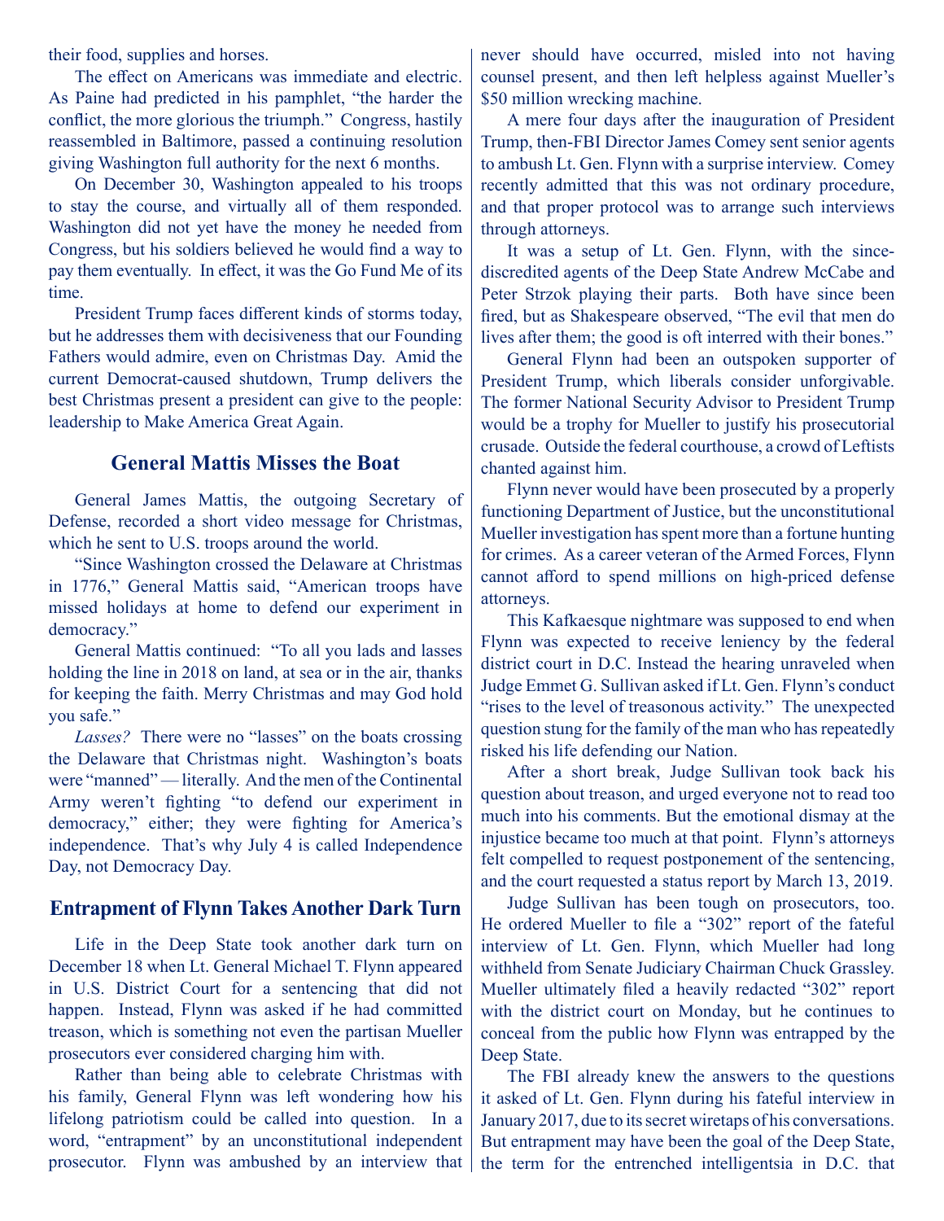their food, supplies and horses.

The effect on Americans was immediate and electric. As Paine had predicted in his pamphlet, "the harder the conflict, the more glorious the triumph." Congress, hastily reassembled in Baltimore, passed a continuing resolution giving Washington full authority for the next 6 months.

On December 30, Washington appealed to his troops to stay the course, and virtually all of them responded. Washington did not yet have the money he needed from Congress, but his soldiers believed he would find a way to pay them eventually. In effect, it was the Go Fund Me of its time.

President Trump faces different kinds of storms today, but he addresses them with decisiveness that our Founding Fathers would admire, even on Christmas Day. Amid the current Democrat-caused shutdown, Trump delivers the best Christmas present a president can give to the people: leadership to Make America Great Again.

## General Mattis Misses the Boat

General James Mattis, the outgoing Secretary of Defense, recorded a short video message for Christmas, which he sent to U.S. troops around the world.

"Since Washington crossed the Delaware at Christmas in 1776," General Mattis said, "American troops have missed holidays at home to defend our experiment in democracy."

General Mattis continued: "To all you lads and lasses holding the line in 2018 on land, at sea or in the air, thanks for keeping the faith. Merry Christmas and may God hold you safe."

*Lasses?* There were no "lasses" on the boats crossing the Delaware that Christmas night. Washington's boats were "manned" — literally. And the men of the Continental Army weren't fighting "to defend our experiment in democracy," either; they were fighting for America's independence. That's why July 4 is called Independence Day, not Democracy Day.

## Entrapment of Flynn Takes Another Dark Turn

Life in the Deep State took another dark turn on December 18 when Lt. General Michael T. Flynn appeared in U.S. District Court for a sentencing that did not happen. Instead, Flynn was asked if he had committed treason, which is something not even the partisan Mueller prosecutors ever considered charging him with.

Rather than being able to celebrate Christmas with his family, General Flynn was left wondering how his lifelong patriotism could be called into question. In a word, "entrapment" by an unconstitutional independent prosecutor. Flynn was ambushed by an interview that never should have occurred, misled into not having counsel present, and then left helpless against Mueller's $50 million wrecking machine.

A mere four days after the inauguration of President Trump, then-FBI Director James Comey sent senior agents to ambush Lt. Gen. Flynn with a surprise interview. Comey recently admitted that this was not ordinary procedure, and that proper protocol was to arrange such interviews through attorneys.

It was a setup of Lt. Gen. Flynn, with the since-discredited agents of the Deep State Andrew McCabe and Peter Strzok playing their parts. Both have since been fired, but as Shakespeare observed, "The evil that men do lives after them; the good is oft interred with their bones."

General Flynn had been an outspoken supporter of President Trump, which liberals consider unforgivable. The former National Security Advisor to President Trump would be a trophy for Mueller to justify his prosecutorial crusade. Outside the federal courthouse, a crowd of Leftists chanted against him.

Flynn never would have been prosecuted by a properly functioning Department of Justice, but the unconstitutional Mueller investigation has spent more than a fortune hunting for crimes. As a career veteran of the Armed Forces, Flynn cannot afford to spend millions on high-priced defense attorneys.

This Kafkaesque nightmare was supposed to end when Flynn was expected to receive leniency by the federal district court in D.C. Instead the hearing unraveled when Judge Emmet G. Sullivan asked if Lt. Gen. Flynn's conduct "rises to the level of treasonous activity." The unexpected question stung for the family of the man who has repeatedly risked his life defending our Nation.

After a short break, Judge Sullivan took back his question about treason, and urged everyone not to read too much into his comments. But the emotional dismay at the injustice became too much at that point. Flynn's attorneys felt compelled to request postponement of the sentencing, and the court requested a status report by March 13, 2019.

Judge Sullivan has been tough on prosecutors, too. He ordered Mueller to file a "302" report of the fateful interview of Lt. Gen. Flynn, which Mueller had long withheld from Senate Judiciary Chairman Chuck Grassley. Mueller ultimately filed a heavily redacted "302" report with the district court on Monday, but he continues to conceal from the public how Flynn was entrapped by the Deep State.

The FBI already knew the answers to the questions it asked of Lt. Gen. Flynn during his fateful interview in January 2017, due to its secret wiretaps of his conversations. But entrapment may have been the goal of the Deep State, the term for the entrenched intelligentsia in D.C. that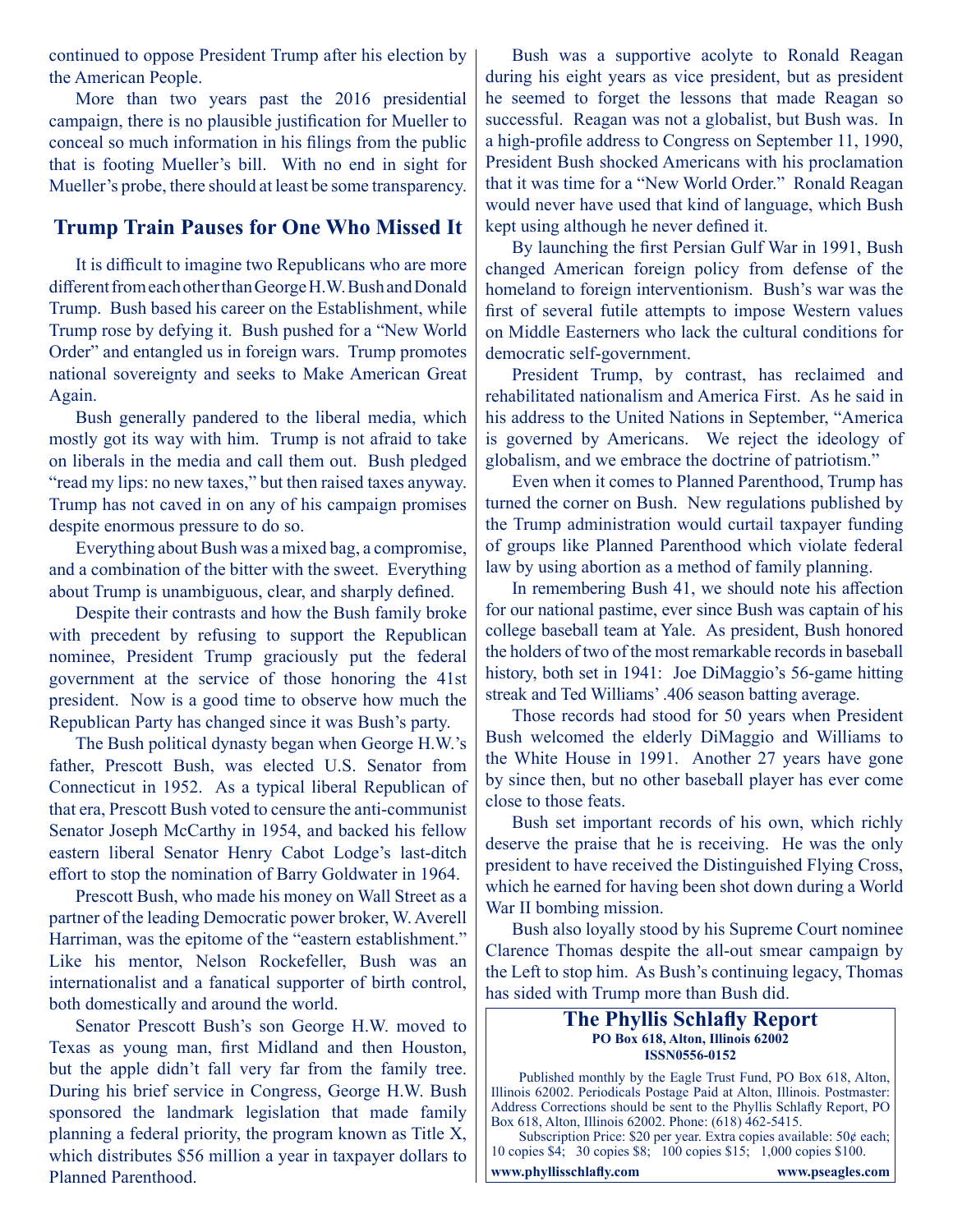continued to oppose President Trump after his election by the American People.

More than two years past the 2016 presidential campaign, there is no plausible justification for Mueller to conceal so much information in his filings from the public that is footing Mueller's bill. With no end in sight for Mueller's probe, there should at least be some transparency.

## Trump Train Pauses for One Who Missed It

It is difficult to imagine two Republicans who are more different from each other than George H.W. Bush and Donald Trump. Bush based his career on the Establishment, while Trump rose by defying it. Bush pushed for a "New World Order" and entangled us in foreign wars. Trump promotes national sovereignty and seeks to Make American Great Again.

Bush generally pandered to the liberal media, which mostly got its way with him. Trump is not afraid to take on liberals in the media and call them out. Bush pledged "read my lips: no new taxes," but then raised taxes anyway. Trump has not caved in on any of his campaign promises despite enormous pressure to do so.

Everything about Bush was a mixed bag, a compromise, and a combination of the bitter with the sweet. Everything about Trump is unambiguous, clear, and sharply defined.

Despite their contrasts and how the Bush family broke with precedent by refusing to support the Republican nominee, President Trump graciously put the federal government at the service of those honoring the 41st president. Now is a good time to observe how much the Republican Party has changed since it was Bush's party.

The Bush political dynasty began when George H.W.'s father, Prescott Bush, was elected U.S. Senator from Connecticut in 1952. As a typical liberal Republican of that era, Prescott Bush voted to censure the anti-communist Senator Joseph McCarthy in 1954, and backed his fellow eastern liberal Senator Henry Cabot Lodge's last-ditch effort to stop the nomination of Barry Goldwater in 1964.

Prescott Bush, who made his money on Wall Street as a partner of the leading Democratic power broker, W. Averell Harriman, was the epitome of the "eastern establishment." Like his mentor, Nelson Rockefeller, Bush was an internationalist and a fanatical supporter of birth control, both domestically and around the world.

Senator Prescott Bush's son George H.W. moved to Texas as young man, first Midland and then Houston, but the apple didn't fall very far from the family tree. During his brief service in Congress, George H.W. Bush sponsored the landmark legislation that made family planning a federal priority, the program known as Title X, which distributes $56 million a year in taxpayer dollars to Planned Parenthood.

Bush was a supportive acolyte to Ronald Reagan during his eight years as vice president, but as president he seemed to forget the lessons that made Reagan so successful. Reagan was not a globalist, but Bush was. In a high-profile address to Congress on September 11, 1990, President Bush shocked Americans with his proclamation that it was time for a "New World Order." Ronald Reagan would never have used that kind of language, which Bush kept using although he never defined it.

By launching the first Persian Gulf War in 1991, Bush changed American foreign policy from defense of the homeland to foreign interventionism. Bush's war was the first of several futile attempts to impose Western values on Middle Easterners who lack the cultural conditions for democratic self-government.

President Trump, by contrast, has reclaimed and rehabilitated nationalism and America First. As he said in his address to the United Nations in September, "America is governed by Americans. We reject the ideology of globalism, and we embrace the doctrine of patriotism."

Even when it comes to Planned Parenthood, Trump has turned the corner on Bush. New regulations published by the Trump administration would curtail taxpayer funding of groups like Planned Parenthood which violate federal law by using abortion as a method of family planning.

In remembering Bush 41, we should note his affection for our national pastime, ever since Bush was captain of his college baseball team at Yale. As president, Bush honored the holders of two of the most remarkable records in baseball history, both set in 1941: Joe DiMaggio's 56-game hitting streak and Ted Williams' .406 season batting average.

Those records had stood for 50 years when President Bush welcomed the elderly DiMaggio and Williams to the White House in 1991. Another 27 years have gone by since then, but no other baseball player has ever come close to those feats.

Bush set important records of his own, which richly deserve the praise that he is receiving. He was the only president to have received the Distinguished Flying Cross, which he earned for having been shot down during a World War II bombing mission.

Bush also loyally stood by his Supreme Court nominee Clarence Thomas despite the all-out smear campaign by the Left to stop him. As Bush's continuing legacy, Thomas has sided with Trump more than Bush did.

---

**The Phyllis Schlafly Report**
**PO Box 618, Alton, Illinois 62002**
**ISSN0556-0152**

Published monthly by the Eagle Trust Fund, PO Box 618, Alton, Illinois 62002. Periodicals Postage Paid at Alton, Illinois. Postmaster: Address Corrections should be sent to the Phyllis Schlafly Report, PO Box 618, Alton, Illinois 62002. Phone: (618) 462-5415.

Subscription Price: $20 per year. Extra copies available: 50¢ each; 10 copies $4; 30 copies $8; 100 copies $15; 1,000 copies $100.

**www.phyllisschlafly.com** **www.pseagles.com**